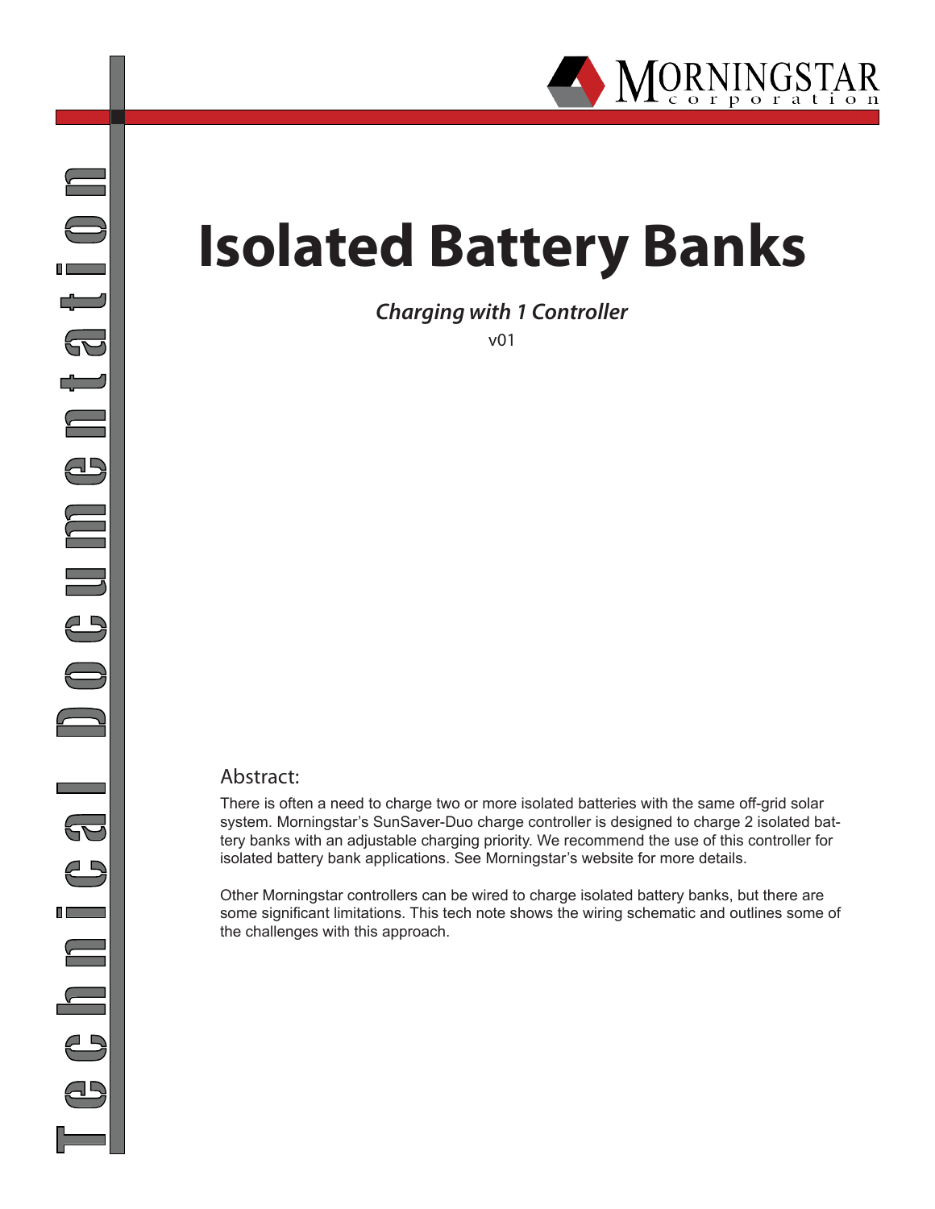# Isolated Battery Banks

***Charging with 1 Controller***

v01

## Abstract:

There is often a need to charge two or more isolated batteries with the same off-grid solar system. Morningstar's SunSaver-Duo charge controller is designed to charge 2 isolated battery banks with an adjustable charging priority. We recommend the use of this controller for isolated battery bank applications. See Morningstar's website for more details.

Other Morningstar controllers can be wired to charge isolated battery banks, but there are some significant limitations. This tech note shows the wiring schematic and outlines some of the challenges with this approach.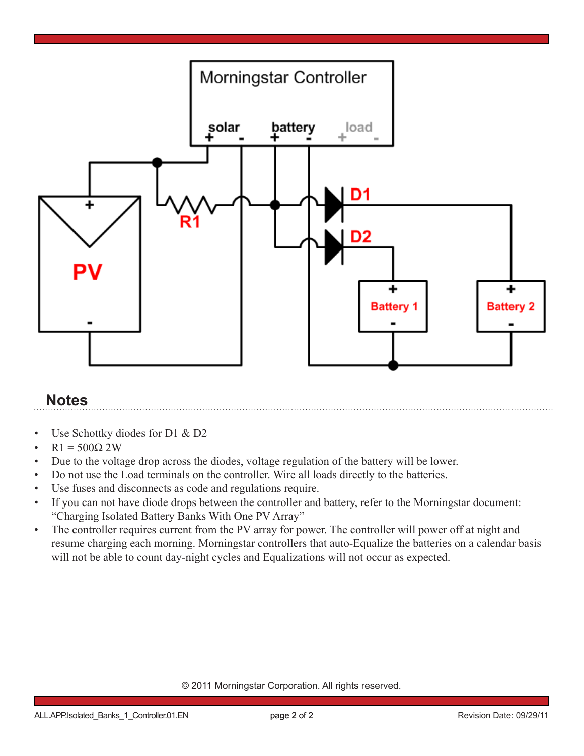Morningstar Controller

solar
\+ -

battery
\+ -

load
\+ -

R1

D1

D2

PV

\+

\-

Battery 1

Battery 2

## Notes

- Use Schottky diodes for D1 & D2
- R1 = 500Ω 2W
- Due to the voltage drop across the diodes, voltage regulation of the battery will be lower.
- Do not use the Load terminals on the controller. Wire all loads directly to the batteries.
- Use fuses and disconnects as code and regulations require.
- If you can not have diode drops between the controller and battery, refer to the Morningstar document: "Charging Isolated Battery Banks With One PV Array"
- The controller requires current from the PV array for power. The controller will power off at night and resume charging each morning. Morningstar controllers that auto-Equalize the batteries on a calendar basis will not be able to count day-night cycles and Equalizations will not occur as expected.

© 2011 Morningstar Corporation. All rights reserved.